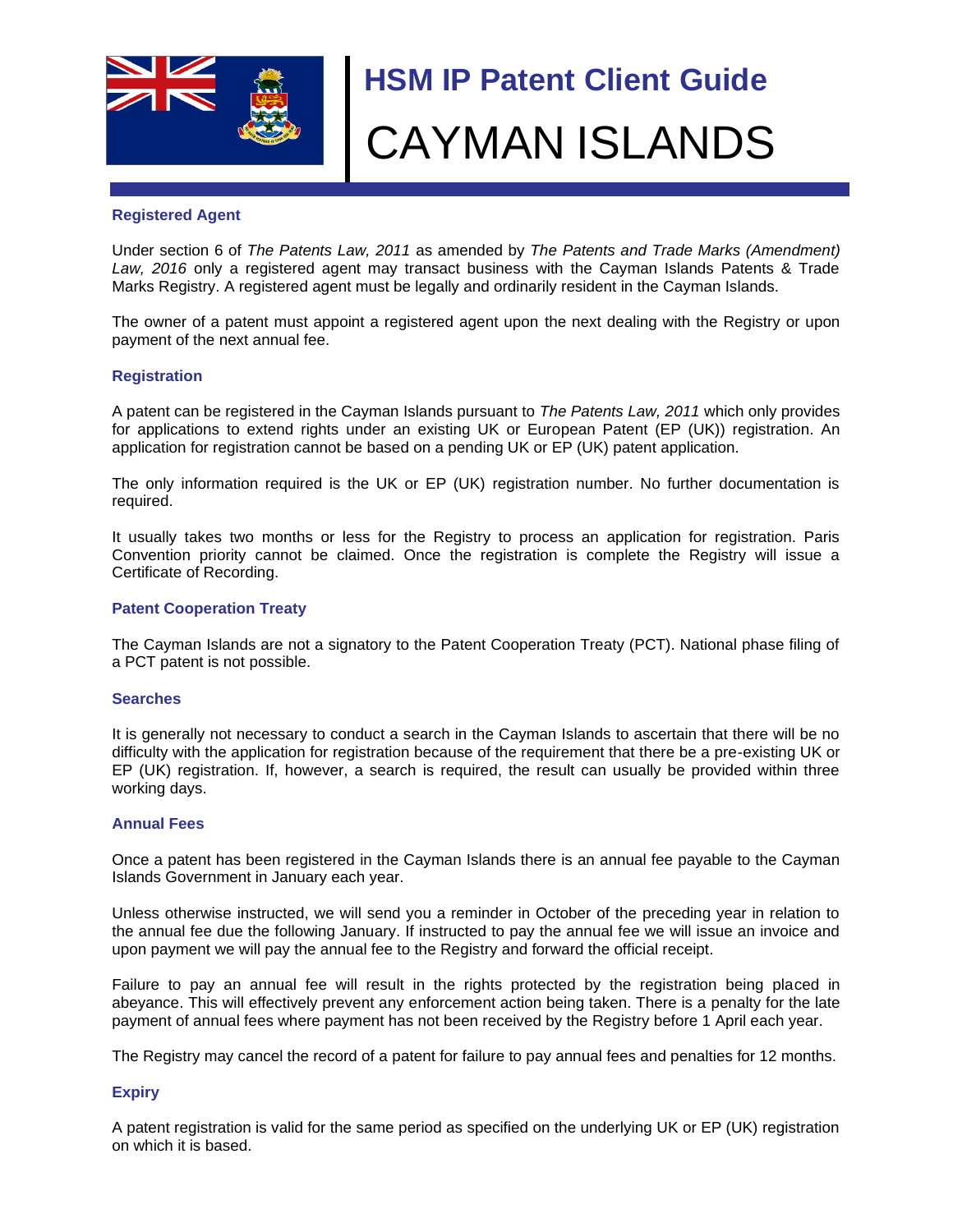# HSM IP Patent Client Guide

# CAYMAN ISLANDS

## Registered Agent

Under section 6 of *The Patents Law, 2011* as amended by *The Patents and Trade Marks (Amendment) Law, 2016* only a registered agent may transact business with the Cayman Islands Patents & Trade Marks Registry. A registered agent must be legally and ordinarily resident in the Cayman Islands.

The owner of a patent must appoint a registered agent upon the next dealing with the Registry or upon payment of the next annual fee.

## Registration

A patent can be registered in the Cayman Islands pursuant to *The Patents Law, 2011* which only provides for applications to extend rights under an existing UK or European Patent (EP (UK)) registration. An application for registration cannot be based on a pending UK or EP (UK) patent application.

The only information required is the UK or EP (UK) registration number. No further documentation is required.

It usually takes two months or less for the Registry to process an application for registration. Paris Convention priority cannot be claimed. Once the registration is complete the Registry will issue a Certificate of Recording.

## Patent Cooperation Treaty

The Cayman Islands are not a signatory to the Patent Cooperation Treaty (PCT). National phase filing of a PCT patent is not possible.

## Searches

It is generally not necessary to conduct a search in the Cayman Islands to ascertain that there will be no difficulty with the application for registration because of the requirement that there be a pre-existing UK or EP (UK) registration. If, however, a search is required, the result can usually be provided within three working days.

## Annual Fees

Once a patent has been registered in the Cayman Islands there is an annual fee payable to the Cayman Islands Government in January each year.

Unless otherwise instructed, we will send you a reminder in October of the preceding year in relation to the annual fee due the following January. If instructed to pay the annual fee we will issue an invoice and upon payment we will pay the annual fee to the Registry and forward the official receipt.

Failure to pay an annual fee will result in the rights protected by the registration being placed in abeyance. This will effectively prevent any enforcement action being taken. There is a penalty for the late payment of annual fees where payment has not been received by the Registry before 1 April each year.

The Registry may cancel the record of a patent for failure to pay annual fees and penalties for 12 months.

## Expiry

A patent registration is valid for the same period as specified on the underlying UK or EP (UK) registration on which it is based.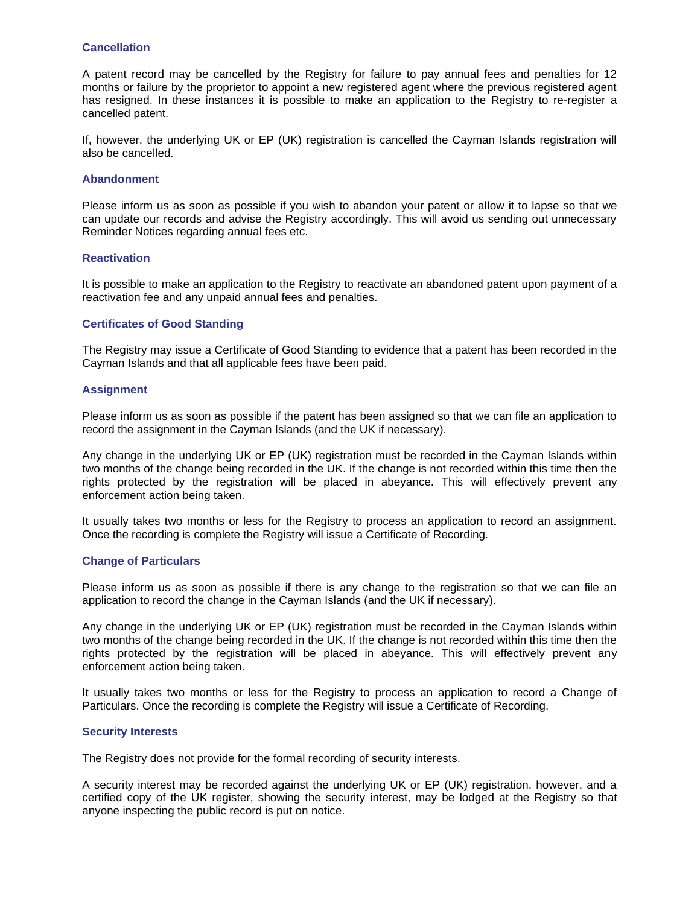### Cancellation

A patent record may be cancelled by the Registry for failure to pay annual fees and penalties for 12 months or failure by the proprietor to appoint a new registered agent where the previous registered agent has resigned. In these instances it is possible to make an application to the Registry to re-register a cancelled patent.

If, however, the underlying UK or EP (UK) registration is cancelled the Cayman Islands registration will also be cancelled.

### Abandonment

Please inform us as soon as possible if you wish to abandon your patent or allow it to lapse so that we can update our records and advise the Registry accordingly. This will avoid us sending out unnecessary Reminder Notices regarding annual fees etc.

### Reactivation

It is possible to make an application to the Registry to reactivate an abandoned patent upon payment of a reactivation fee and any unpaid annual fees and penalties.

### Certificates of Good Standing

The Registry may issue a Certificate of Good Standing to evidence that a patent has been recorded in the Cayman Islands and that all applicable fees have been paid.

### Assignment

Please inform us as soon as possible if the patent has been assigned so that we can file an application to record the assignment in the Cayman Islands (and the UK if necessary).

Any change in the underlying UK or EP (UK) registration must be recorded in the Cayman Islands within two months of the change being recorded in the UK. If the change is not recorded within this time then the rights protected by the registration will be placed in abeyance. This will effectively prevent any enforcement action being taken.

It usually takes two months or less for the Registry to process an application to record an assignment. Once the recording is complete the Registry will issue a Certificate of Recording.

### Change of Particulars

Please inform us as soon as possible if there is any change to the registration so that we can file an application to record the change in the Cayman Islands (and the UK if necessary).

Any change in the underlying UK or EP (UK) registration must be recorded in the Cayman Islands within two months of the change being recorded in the UK. If the change is not recorded within this time then the rights protected by the registration will be placed in abeyance. This will effectively prevent any enforcement action being taken.

It usually takes two months or less for the Registry to process an application to record a Change of Particulars. Once the recording is complete the Registry will issue a Certificate of Recording.

### Security Interests

The Registry does not provide for the formal recording of security interests.

A security interest may be recorded against the underlying UK or EP (UK) registration, however, and a certified copy of the UK register, showing the security interest, may be lodged at the Registry so that anyone inspecting the public record is put on notice.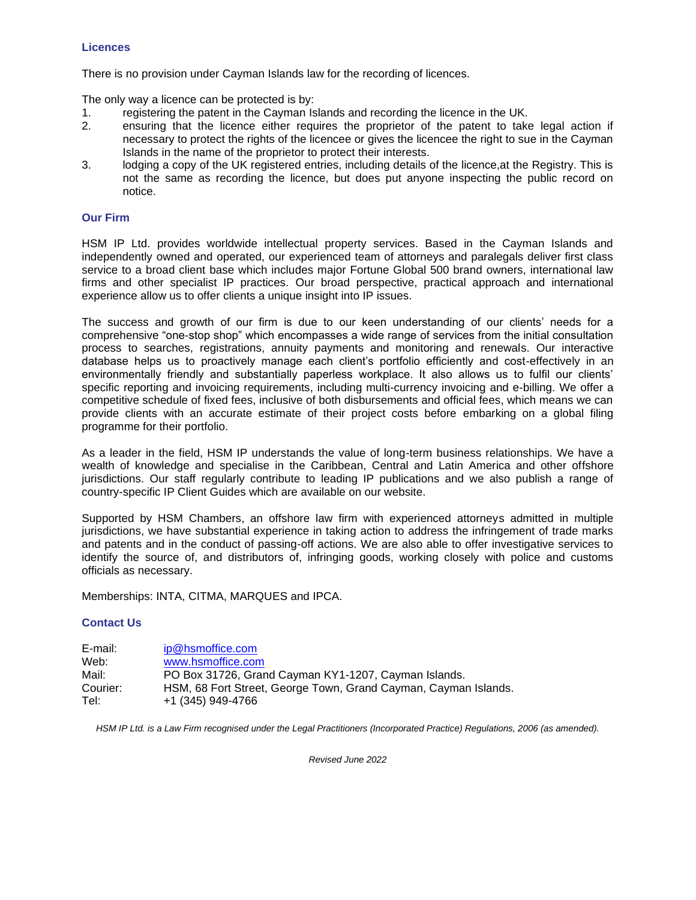## Licences

There is no provision under Cayman Islands law for the recording of licences.

The only way a licence can be protected is by:

1. registering the patent in the Cayman Islands and recording the licence in the UK.
2. ensuring that the licence either requires the proprietor of the patent to take legal action if necessary to protect the rights of the licencee or gives the licencee the right to sue in the Cayman Islands in the name of the proprietor to protect their interests.
3. lodging a copy of the UK registered entries, including details of the licence,at the Registry. This is not the same as recording the licence, but does put anyone inspecting the public record on notice.

## Our Firm

HSM IP Ltd. provides worldwide intellectual property services. Based in the Cayman Islands and independently owned and operated, our experienced team of attorneys and paralegals deliver first class service to a broad client base which includes major Fortune Global 500 brand owners, international law firms and other specialist IP practices. Our broad perspective, practical approach and international experience allow us to offer clients a unique insight into IP issues.

The success and growth of our firm is due to our keen understanding of our clients' needs for a comprehensive "one-stop shop" which encompasses a wide range of services from the initial consultation process to searches, registrations, annuity payments and monitoring and renewals. Our interactive database helps us to proactively manage each client's portfolio efficiently and cost-effectively in an environmentally friendly and substantially paperless workplace. It also allows us to fulfil our clients' specific reporting and invoicing requirements, including multi-currency invoicing and e-billing. We offer a competitive schedule of fixed fees, inclusive of both disbursements and official fees, which means we can provide clients with an accurate estimate of their project costs before embarking on a global filing programme for their portfolio.

As a leader in the field, HSM IP understands the value of long-term business relationships. We have a wealth of knowledge and specialise in the Caribbean, Central and Latin America and other offshore jurisdictions. Our staff regularly contribute to leading IP publications and we also publish a range of country-specific IP Client Guides which are available on our website.

Supported by HSM Chambers, an offshore law firm with experienced attorneys admitted in multiple jurisdictions, we have substantial experience in taking action to address the infringement of trade marks and patents and in the conduct of passing-off actions. We are also able to offer investigative services to identify the source of, and distributors of, infringing goods, working closely with police and customs officials as necessary.

Memberships: INTA, CITMA, MARQUES and IPCA.

## Contact Us

| | |
|---|---|
| E-mail: | ip@hsmoffice.com |
| Web: | www.hsmoffice.com |
| Mail: | PO Box 31726, Grand Cayman KY1-1207, Cayman Islands. |
| Courier: | HSM, 68 Fort Street, George Town, Grand Cayman, Cayman Islands. |
| Tel: | +1 (345) 949-4766 |

*HSM IP Ltd. is a Law Firm recognised under the Legal Practitioners (Incorporated Practice) Regulations, 2006 (as amended).*

*Revised June 2022*